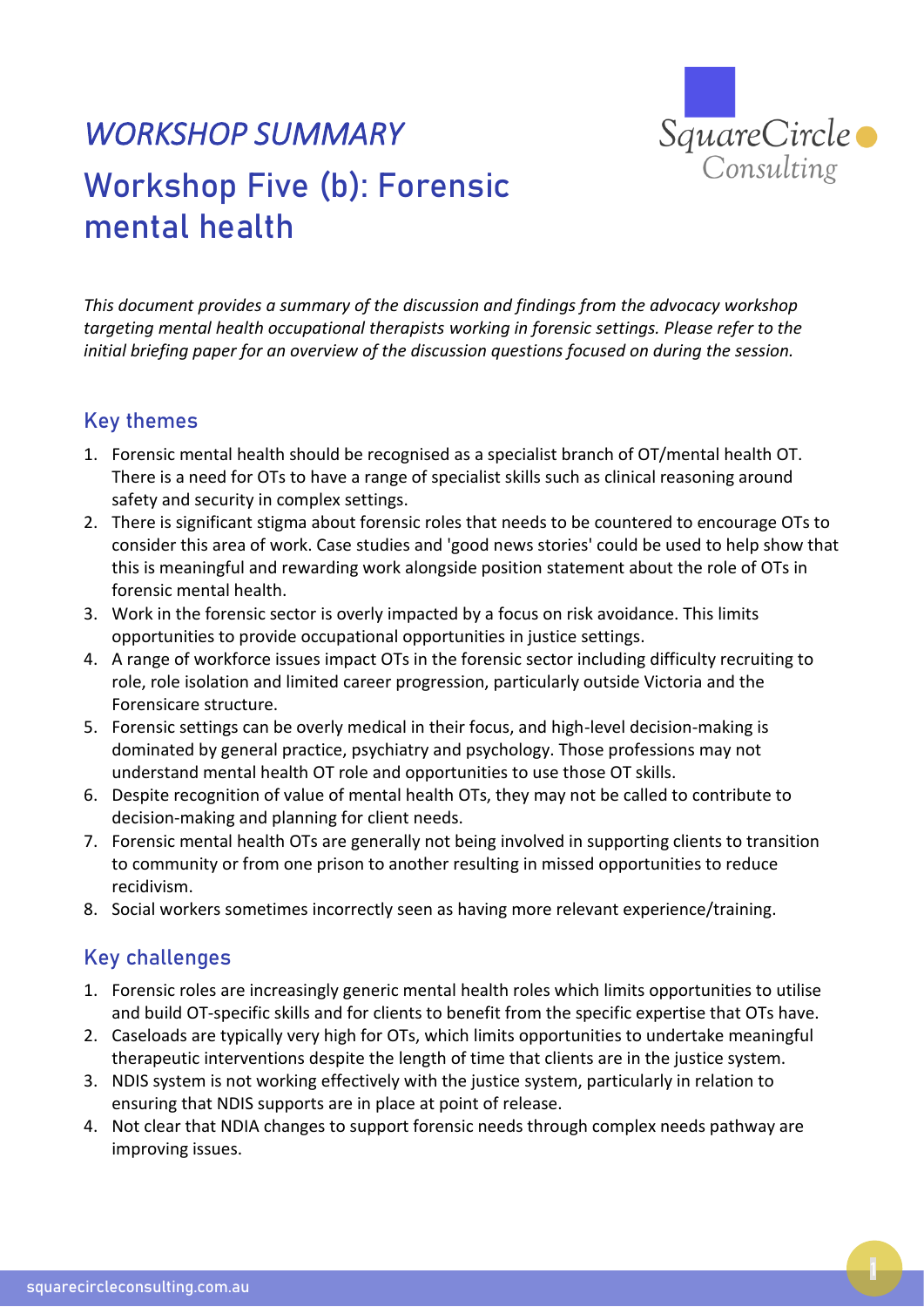*WORKSHOP SUMMARY*

# Workshop Five (b): Forensic mental health

*This document provides a summary of the discussion and findings from the advocacy workshop targeting mental health occupational therapists working in forensic settings. Please refer to the initial briefing paper for an overview of the discussion questions focused on during the session.*

## Key themes

1. Forensic mental health should be recognised as a specialist branch of OT/mental health OT. There is a need for OTs to have a range of specialist skills such as clinical reasoning around safety and security in complex settings.
2. There is significant stigma about forensic roles that needs to be countered to encourage OTs to consider this area of work. Case studies and 'good news stories' could be used to help show that this is meaningful and rewarding work alongside position statement about the role of OTs in forensic mental health.
3. Work in the forensic sector is overly impacted by a focus on risk avoidance. This limits opportunities to provide occupational opportunities in justice settings.
4. A range of workforce issues impact OTs in the forensic sector including difficulty recruiting to role, role isolation and limited career progression, particularly outside Victoria and the Forensicare structure.
5. Forensic settings can be overly medical in their focus, and high-level decision-making is dominated by general practice, psychiatry and psychology. Those professions may not understand mental health OT role and opportunities to use those OT skills.
6. Despite recognition of value of mental health OTs, they may not be called to contribute to decision-making and planning for client needs.
7. Forensic mental health OTs are generally not being involved in supporting clients to transition to community or from one prison to another resulting in missed opportunities to reduce recidivism.
8. Social workers sometimes incorrectly seen as having more relevant experience/training.

## Key challenges

1. Forensic roles are increasingly generic mental health roles which limits opportunities to utilise and build OT-specific skills and for clients to benefit from the specific expertise that OTs have.
2. Caseloads are typically very high for OTs, which limits opportunities to undertake meaningful therapeutic interventions despite the length of time that clients are in the justice system.
3. NDIS system is not working effectively with the justice system, particularly in relation to ensuring that NDIS supports are in place at point of release.
4. Not clear that NDIA changes to support forensic needs through complex needs pathway are improving issues.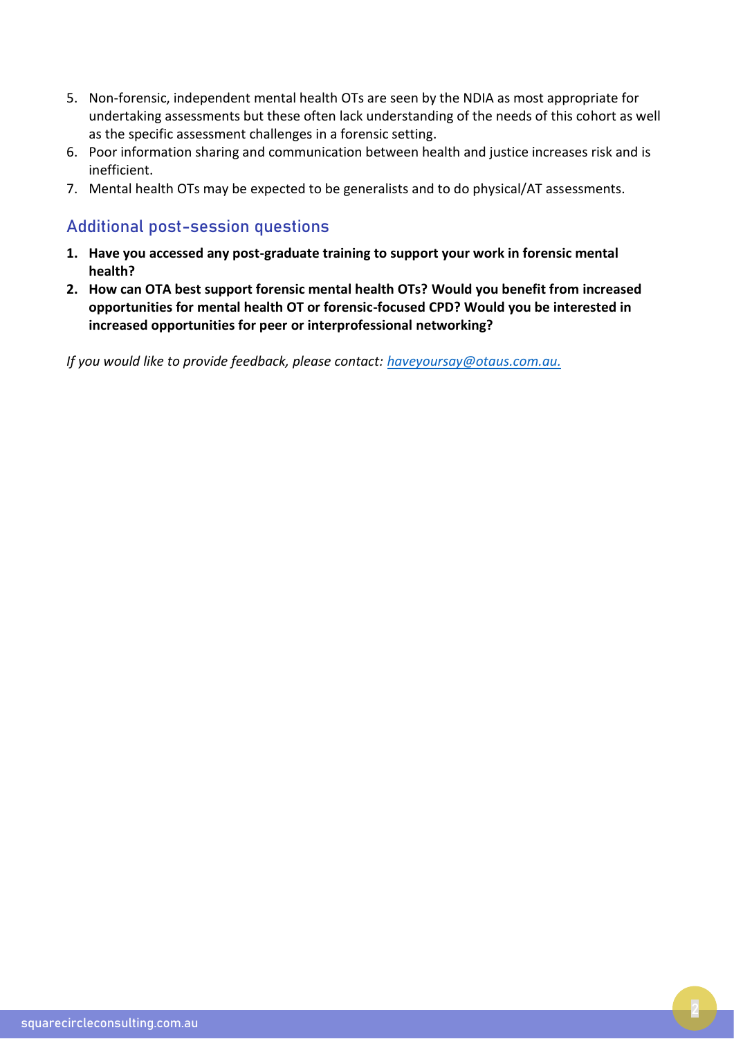5. Non-forensic, independent mental health OTs are seen by the NDIA as most appropriate for undertaking assessments but these often lack understanding of the needs of this cohort as well as the specific assessment challenges in a forensic setting.
6. Poor information sharing and communication between health and justice increases risk and is inefficient.
7. Mental health OTs may be expected to be generalists and to do physical/AT assessments.

## Additional post-session questions

1. **Have you accessed any post-graduate training to support your work in forensic mental health?**
2. **How can OTA best support forensic mental health OTs? Would you benefit from increased opportunities for mental health OT or forensic-focused CPD? Would you be interested in increased opportunities for peer or interprofessional networking?**

*If you would like to provide feedback, please contact: [haveyoursay@otaus.com.au.](mailto:haveyoursay@otaus.com.au)*